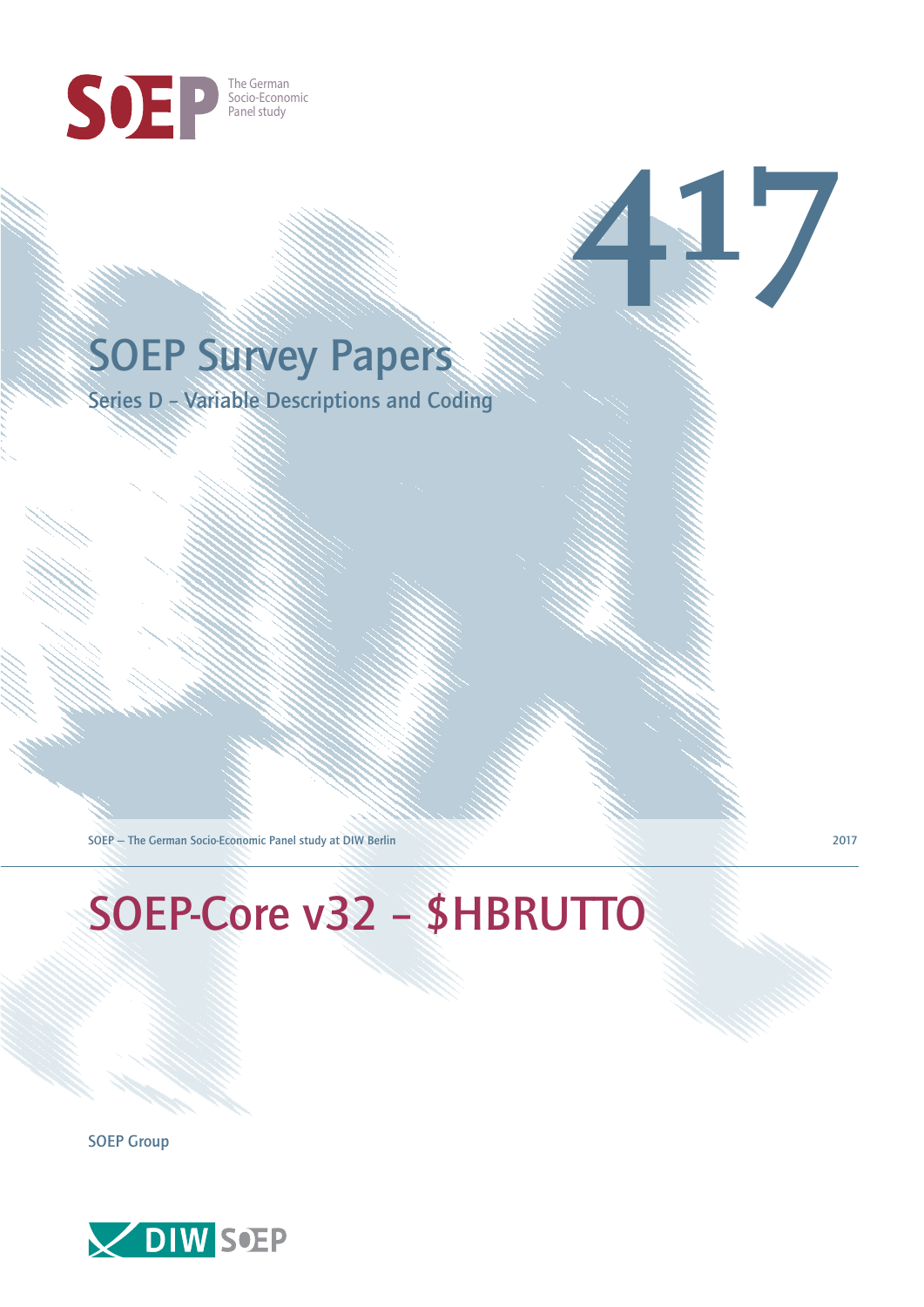SOEP The German Socio-Economic Panel study

# 417

## SOEP Survey Papers

### Series D – Variable Descriptions and Coding

SOEP — The German Socio-Economic Panel study at DIW Berlin

2017

# SOEP-Core v32 – $HBRUTTO

SOEP Group

DIW SOEP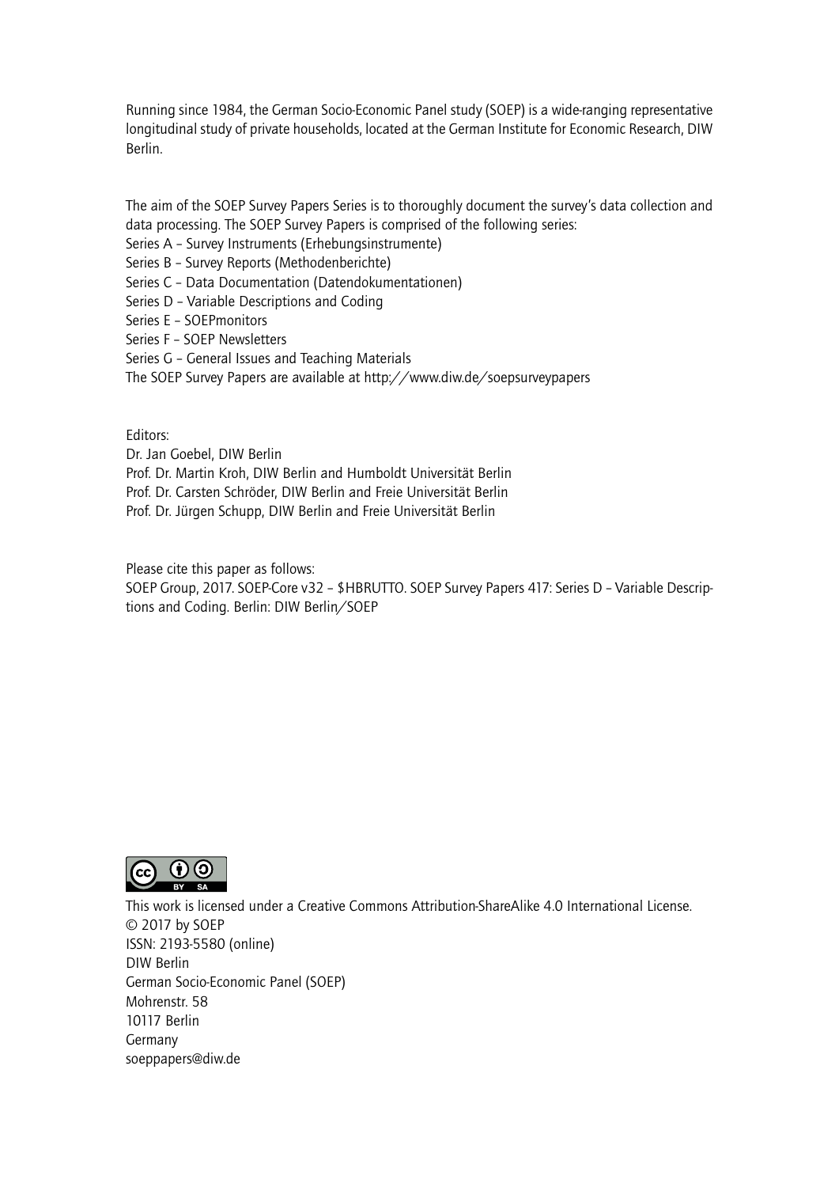Running since 1984, the German Socio-Economic Panel study (SOEP) is a wide-ranging representative longitudinal study of private households, located at the German Institute for Economic Research, DIW Berlin.

The aim of the SOEP Survey Papers Series is to thoroughly document the survey's data collection and data processing. The SOEP Survey Papers is comprised of the following series:
Series A – Survey Instruments (Erhebungsinstrumente)
Series B – Survey Reports (Methodenberichte)
Series C – Data Documentation (Datendokumentationen)
Series D – Variable Descriptions and Coding
Series E – SOEPmonitors
Series F – SOEP Newsletters
Series G – General Issues and Teaching Materials
The SOEP Survey Papers are available at http://www.diw.de/soepsurveypapers

Editors:
Dr. Jan Goebel, DIW Berlin
Prof. Dr. Martin Kroh, DIW Berlin and Humboldt Universität Berlin
Prof. Dr. Carsten Schröder, DIW Berlin and Freie Universität Berlin
Prof. Dr. Jürgen Schupp, DIW Berlin and Freie Universität Berlin

Please cite this paper as follows:
SOEP Group, 2017. SOEP-Core v32 – $HBRUTTO. SOEP Survey Papers 417: Series D – Variable Descriptions and Coding. Berlin: DIW Berlin/SOEP

This work is licensed under a Creative Commons Attribution-ShareAlike 4.0 International License.
© 2017 by SOEP
ISSN: 2193-5580 (online)
DIW Berlin
German Socio-Economic Panel (SOEP)
Mohrenstr. 58
10117 Berlin
Germany
soeppapers@diw.de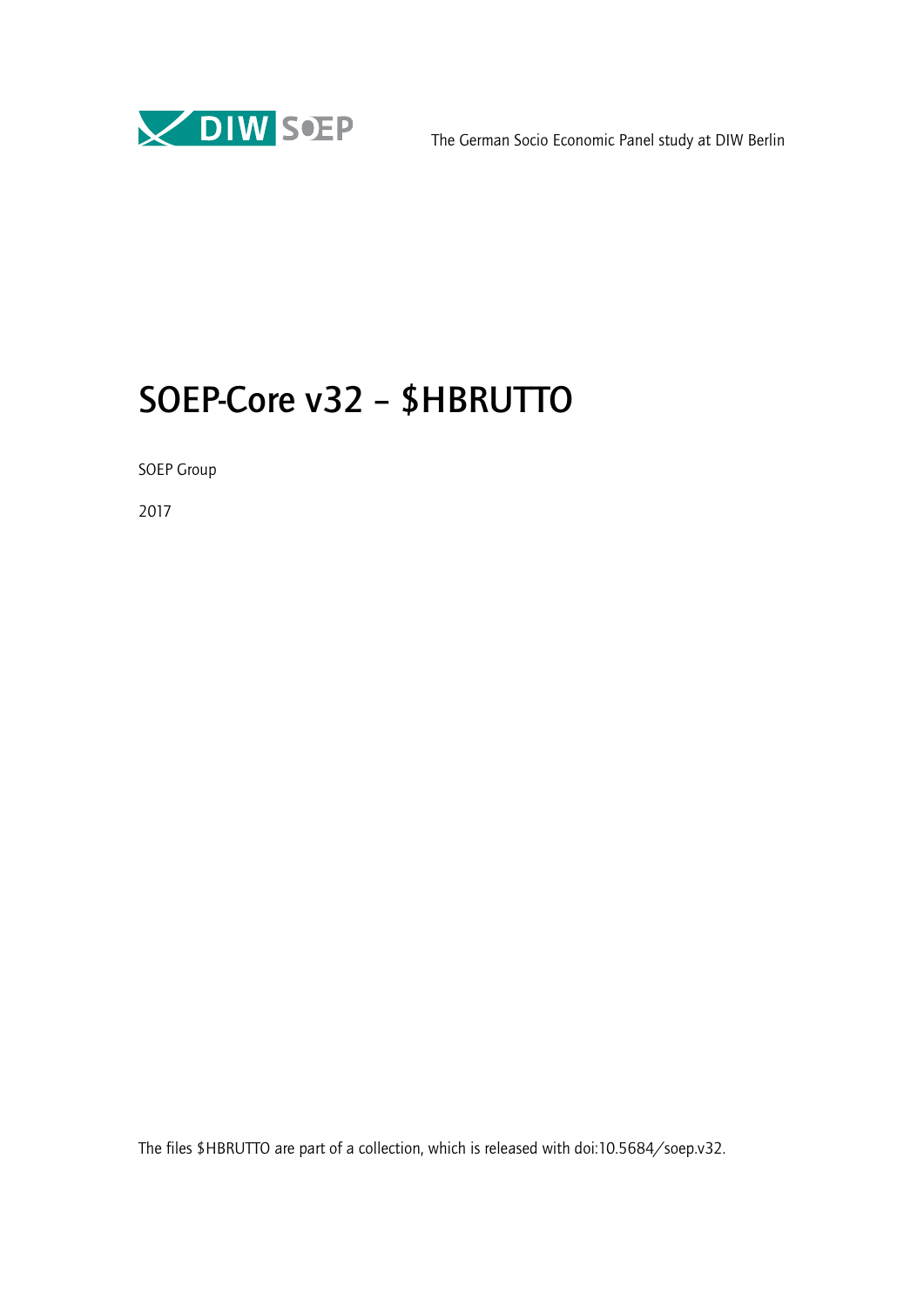The German Socio Economic Panel study at DIW Berlin

# SOEP-Core v32 – $HBRUTTO

SOEP Group

2017

The files $HBRUTTO are part of a collection, which is released with doi:10.5684/soep.v32.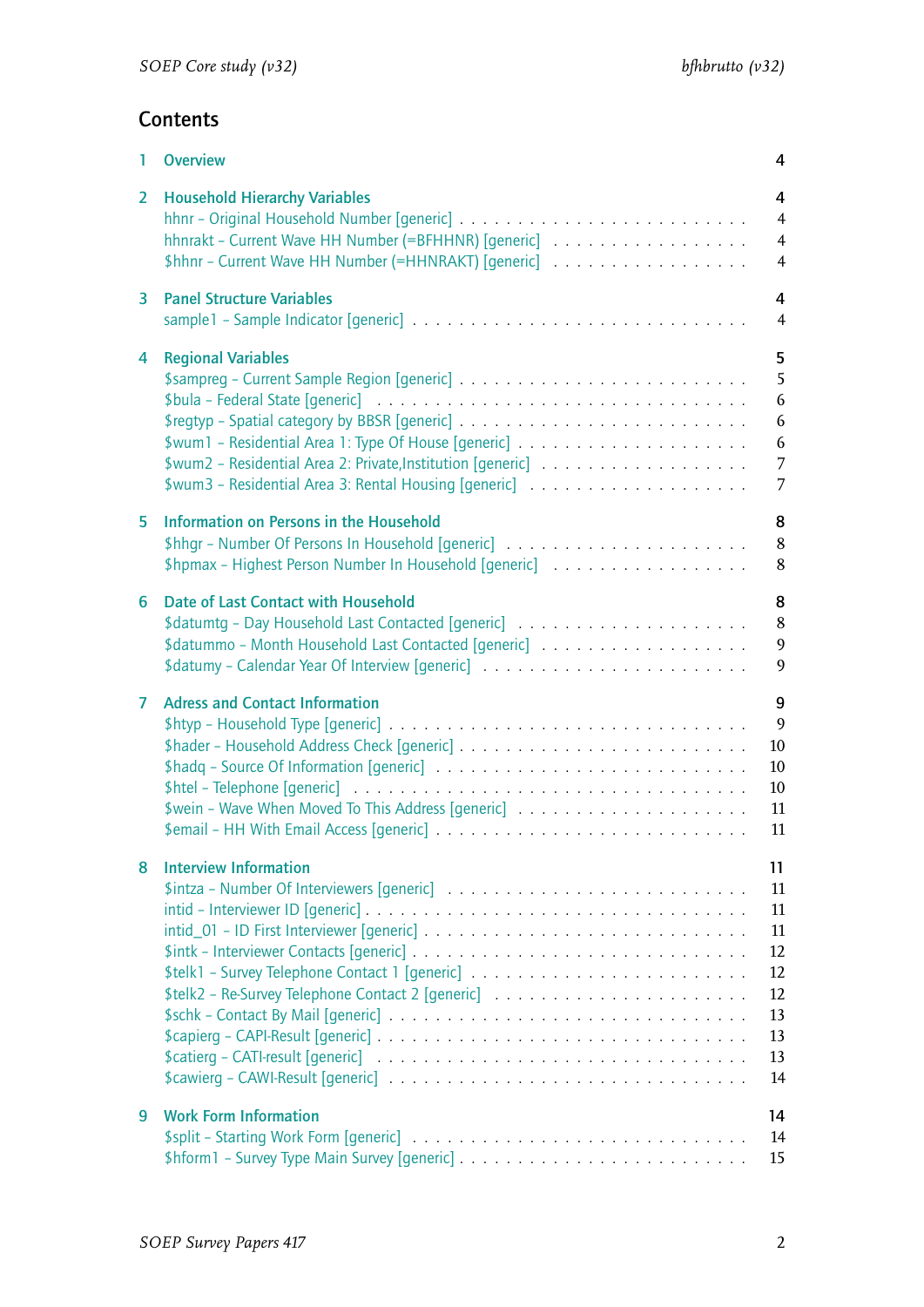## Contents

1 Overview 4

2 Household Hierarchy Variables 4
- hhnr – Original Household Number [generic] 4
- hhnrakt – Current Wave HH Number (=BFHHNR) [generic] 4
- $hhnr – Current Wave HH Number (=HHNRAKT) [generic] 4

3 Panel Structure Variables 4
- sample1 – Sample Indicator [generic] 4

4 Regional Variables 5
- $sampreg – Current Sample Region [generic] 5
- $bula – Federal State [generic] 6
- $regtyp – Spatial category by BBSR [generic] 6
- $wum1 – Residential Area 1: Type Of House [generic] 6
- $wum2 – Residential Area 2: Private,Institution [generic] 7
- $wum3 – Residential Area 3: Rental Housing [generic] 7

5 Information on Persons in the Household 8
- $hhgr – Number Of Persons In Household [generic] 8
- $hpmax – Highest Person Number In Household [generic] 8

6 Date of Last Contact with Household 8
- $datumtg – Day Household Last Contacted [generic] 8
- $datummo – Month Household Last Contacted [generic] 9
- $datumy – Calendar Year Of Interview [generic] 9

7 Adress and Contact Information 9
- $htyp – Household Type [generic] 9
- $hader – Household Address Check [generic] 10
- $hadq – Source Of Information [generic] 10
- $htel – Telephone [generic] 10
- $wein – Wave When Moved To This Address [generic] 11
- $email – HH With Email Access [generic] 11

8 Interview Information 11
- $intza – Number Of Interviewers [generic] 11
- intid – Interviewer ID [generic] 11
- intid_01 – ID First Interviewer [generic] 11
- $intk – Interviewer Contacts [generic] 12
- $telk1 – Survey Telephone Contact 1 [generic] 12
- $telk2 – Re-Survey Telephone Contact 2 [generic] 12
- $schk – Contact By Mail [generic] 13
- $capierg – CAPI-Result [generic] 13
- $catierg – CATI-result [generic] 13
- $cawierg – CAWI-Result [generic] 14

9 Work Form Information 14
- $split – Starting Work Form [generic] 14
- $hform1 – Survey Type Main Survey [generic] 15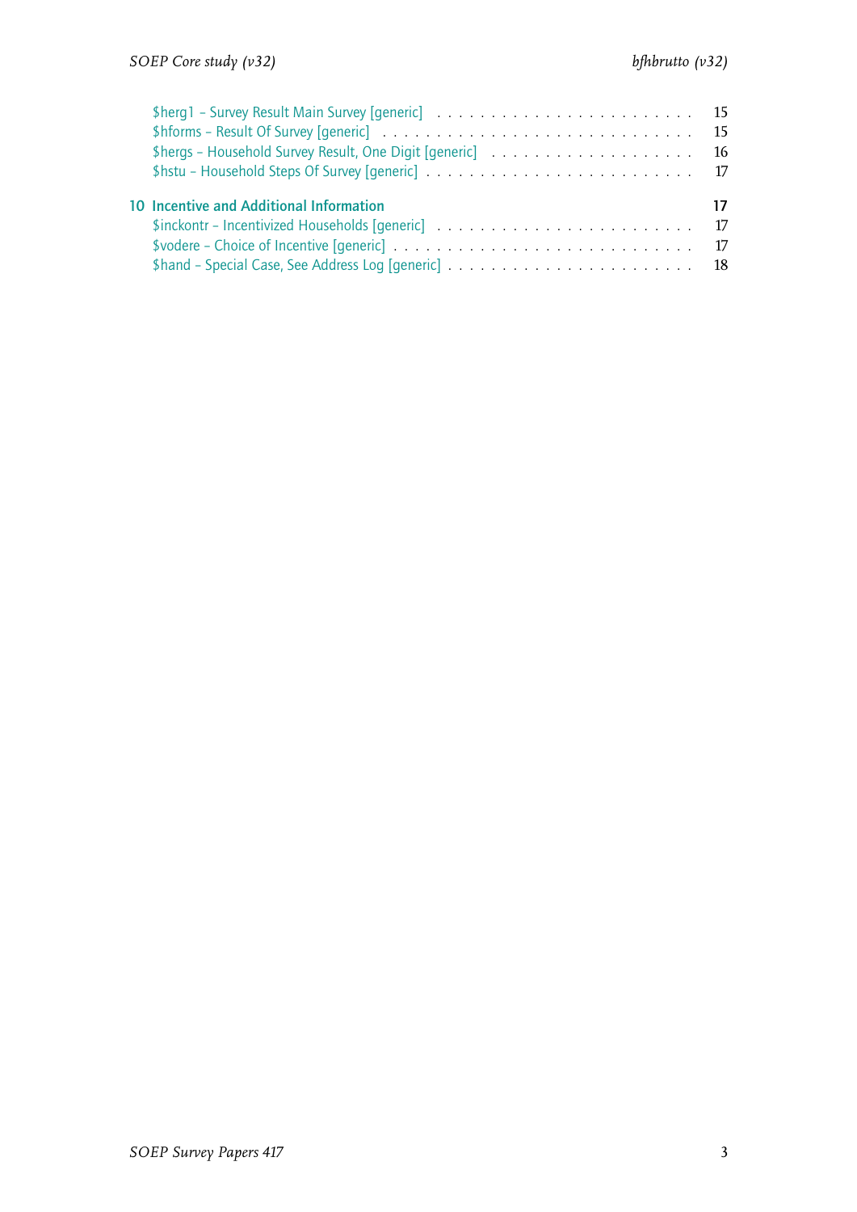$herg1 – Survey Result Main Survey [generic] . . . . . . . . . . . . . . . . . . . . . . . . 15
$hforms – Result Of Survey [generic] . . . . . . . . . . . . . . . . . . . . . . . . . . . . . 15
$hergs – Household Survey Result, One Digit [generic] . . . . . . . . . . . . . . . . . . . . 16
$hstu – Household Steps Of Survey [generic] . . . . . . . . . . . . . . . . . . . . . . . . . 17

**10 Incentive and Additional Information** **17**
$inckontr – Incentivized Households [generic] . . . . . . . . . . . . . . . . . . . . . . . . 17
$vodere – Choice of Incentive [generic] . . . . . . . . . . . . . . . . . . . . . . . . . . . . 17
$hand – Special Case, See Address Log [generic] . . . . . . . . . . . . . . . . . . . . . . . 18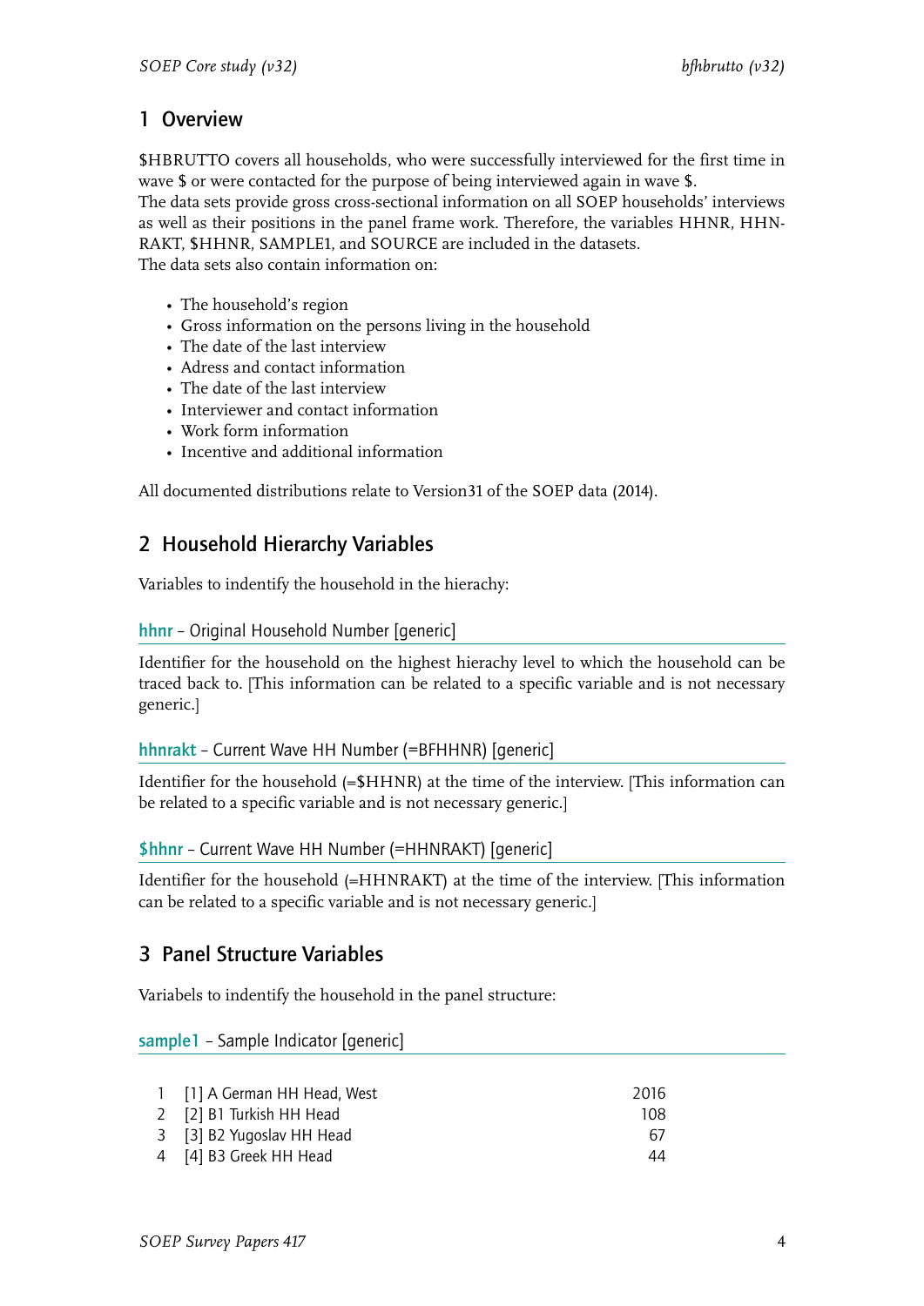## 1 Overview

$HBRUTTO covers all households, who were successfully interviewed for the first time in wave $ or were contacted for the purpose of being interviewed again in wave $.
The data sets provide gross cross-sectional information on all SOEP households' interviews as well as their positions in the panel frame work. Therefore, the variables HHNR, HHN-RAKT, $HHNR, SAMPLE1, and SOURCE are included in the datasets.
The data sets also contain information on:

- The household's region
- Gross information on the persons living in the household
- The date of the last interview
- Adress and contact information
- The date of the last interview
- Interviewer and contact information
- Work form information
- Incentive and additional information

All documented distributions relate to Version31 of the SOEP data (2014).

## 2 Household Hierarchy Variables

Variables to indentify the household in the hierachy:

### hhnr – Original Household Number [generic]

Identifier for the household on the highest hierachy level to which the household can be traced back to. [This information can be related to a specific variable and is not necessary generic.]

### hhnrakt – Current Wave HH Number (=BFHHNR) [generic]

Identifier for the household (=$HHNR) at the time of the interview. [This information can be related to a specific variable and is not necessary generic.]

### $hhnr – Current Wave HH Number (=HHNRAKT) [generic]

Identifier for the household (=HHNRAKT) at the time of the interview. [This information can be related to a specific variable and is not necessary generic.]

## 3 Panel Structure Variables

Variabels to indentify the household in the panel structure:

### sample1 – Sample Indicator [generic]

| | | |
|---|---|---|
| 1 | [1] A German HH Head, West | 2016 |
| 2 | [2] B1 Turkish HH Head | 108 |
| 3 | [3] B2 Yugoslav HH Head | 67 |
| 4 | [4] B3 Greek HH Head | 44 |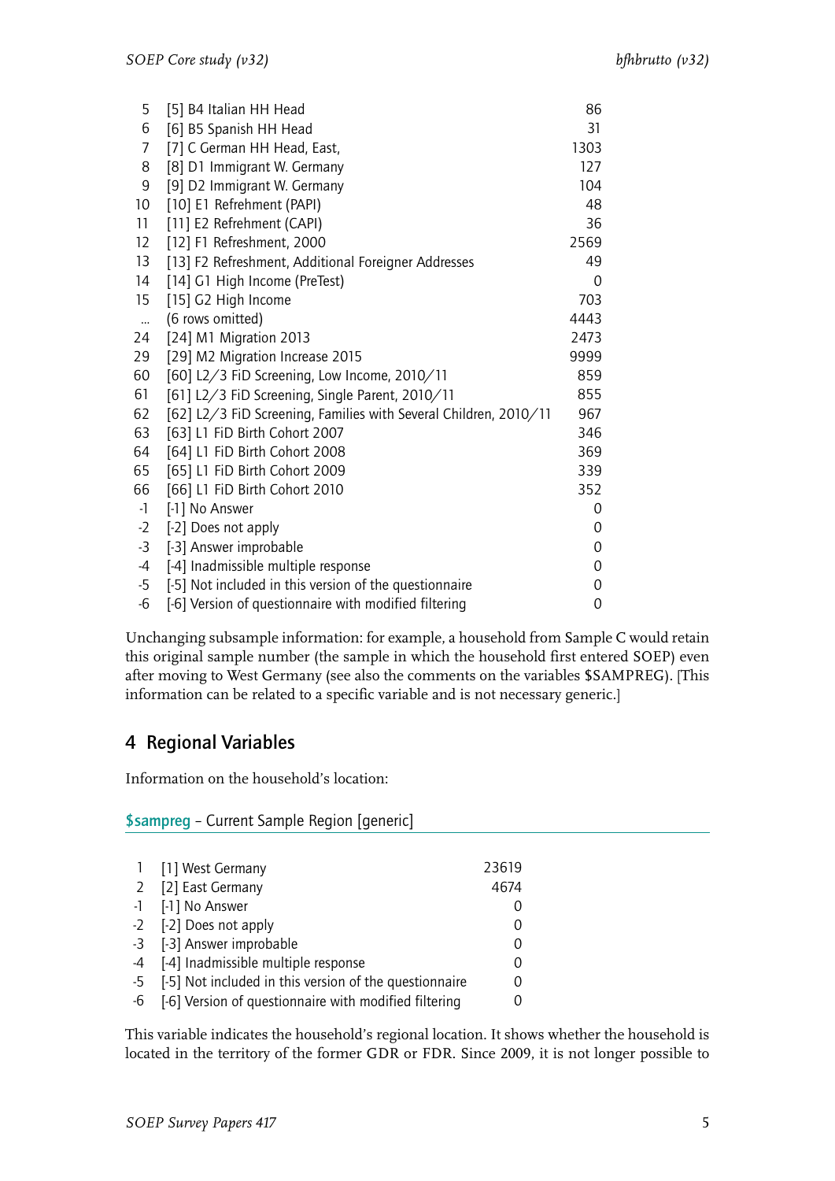| | | |
|---|---|---|
| 5 | [5] B4 Italian HH Head | 86 |
| 6 | [6] B5 Spanish HH Head | 31 |
| 7 | [7] C German HH Head, East, | 1303 |
| 8 | [8] D1 Immigrant W. Germany | 127 |
| 9 | [9] D2 Immigrant W. Germany | 104 |
| 10 | [10] E1 Refrehment (PAPI) | 48 |
| 11 | [11] E2 Refrehment (CAPI) | 36 |
| 12 | [12] F1 Refreshment, 2000 | 2569 |
| 13 | [13] F2 Refreshment, Additional Foreigner Addresses | 49 |
| 14 | [14] G1 High Income (PreTest) | 0 |
| 15 | [15] G2 High Income | 703 |
| ... | (6 rows omitted) | 4443 |
| 24 | [24] M1 Migration 2013 | 2473 |
| 29 | [29] M2 Migration Increase 2015 | 9999 |
| 60 | [60] L2/3 FiD Screening, Low Income, 2010/11 | 859 |
| 61 | [61] L2/3 FiD Screening, Single Parent, 2010/11 | 855 |
| 62 | [62] L2/3 FiD Screening, Families with Several Children, 2010/11 | 967 |
| 63 | [63] L1 FiD Birth Cohort 2007 | 346 |
| 64 | [64] L1 FiD Birth Cohort 2008 | 369 |
| 65 | [65] L1 FiD Birth Cohort 2009 | 339 |
| 66 | [66] L1 FiD Birth Cohort 2010 | 352 |
| -1 | [-1] No Answer | 0 |
| -2 | [-2] Does not apply | 0 |
| -3 | [-3] Answer improbable | 0 |
| -4 | [-4] Inadmissible multiple response | 0 |
| -5 | [-5] Not included in this version of the questionnaire | 0 |
| -6 | [-6] Version of questionnaire with modified filtering | 0 |

Unchanging subsample information: for example, a household from Sample C would retain this original sample number (the sample in which the household first entered SOEP) even after moving to West Germany (see also the comments on the variables $SAMPREG). [This information can be related to a specific variable and is not necessary generic.]

## 4 Regional Variables

Information on the household's location:

### $sampreg – Current Sample Region [generic]

| | | |
|---|---|---|
| 1 | [1] West Germany | 23619 |
| 2 | [2] East Germany | 4674 |
| -1 | [-1] No Answer | 0 |
| -2 | [-2] Does not apply | 0 |
| -3 | [-3] Answer improbable | 0 |
| -4 | [-4] Inadmissible multiple response | 0 |
| -5 | [-5] Not included in this version of the questionnaire | 0 |
| -6 | [-6] Version of questionnaire with modified filtering | 0 |

This variable indicates the household's regional location. It shows whether the household is located in the territory of the former GDR or FDR. Since 2009, it is not longer possible to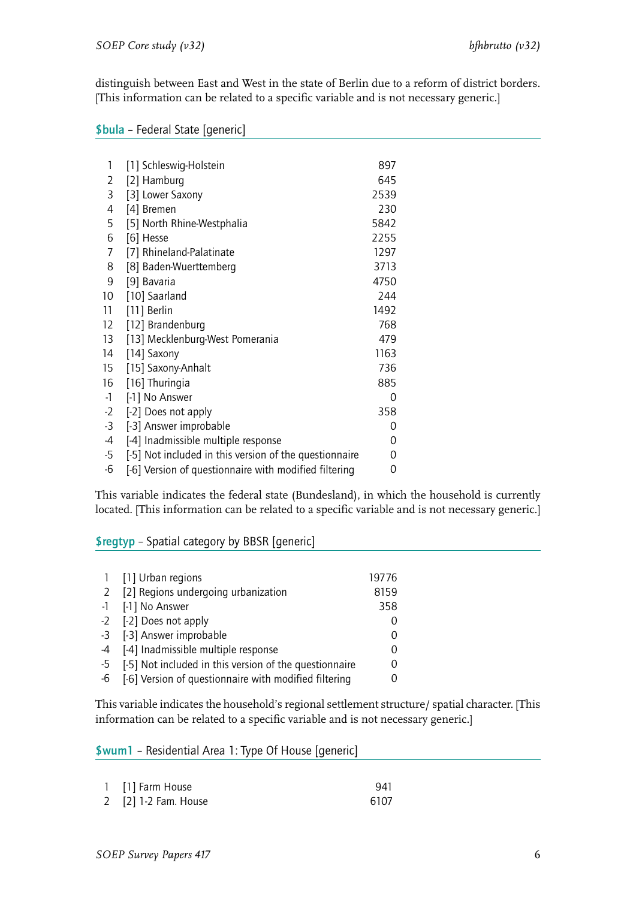distinguish between East and West in the state of Berlin due to a reform of district borders. [This information can be related to a specific variable and is not necessary generic.]

### $bula – Federal State [generic]

| | | |
|---|---|---|
| 1 | [1] Schleswig-Holstein | 897 |
| 2 | [2] Hamburg | 645 |
| 3 | [3] Lower Saxony | 2539 |
| 4 | [4] Bremen | 230 |
| 5 | [5] North Rhine-Westphalia | 5842 |
| 6 | [6] Hesse | 2255 |
| 7 | [7] Rhineland-Palatinate | 1297 |
| 8 | [8] Baden-Wuerttemberg | 3713 |
| 9 | [9] Bavaria | 4750 |
| 10 | [10] Saarland | 244 |
| 11 | [11] Berlin | 1492 |
| 12 | [12] Brandenburg | 768 |
| 13 | [13] Mecklenburg-West Pomerania | 479 |
| 14 | [14] Saxony | 1163 |
| 15 | [15] Saxony-Anhalt | 736 |
| 16 | [16] Thuringia | 885 |
| -1 | [-1] No Answer | 0 |
| -2 | [-2] Does not apply | 358 |
| -3 | [-3] Answer improbable | 0 |
| -4 | [-4] Inadmissible multiple response | 0 |
| -5 | [-5] Not included in this version of the questionnaire | 0 |
| -6 | [-6] Version of questionnaire with modified filtering | 0 |

This variable indicates the federal state (Bundesland), in which the household is currently located. [This information can be related to a specific variable and is not necessary generic.]

### $regtyp – Spatial category by BBSR [generic]

| | | |
|---|---|---|
| 1 | [1] Urban regions | 19776 |
| 2 | [2] Regions undergoing urbanization | 8159 |
| -1 | [-1] No Answer | 358 |
| -2 | [-2] Does not apply | 0 |
| -3 | [-3] Answer improbable | 0 |
| -4 | [-4] Inadmissible multiple response | 0 |
| -5 | [-5] Not included in this version of the questionnaire | 0 |
| -6 | [-6] Version of questionnaire with modified filtering | 0 |

This variable indicates the household's regional settlement structure/ spatial character. [This information can be related to a specific variable and is not necessary generic.]

### $wum1 – Residential Area 1: Type Of House [generic]

| | | |
|---|---|---|
| 1 | [1] Farm House | 941 |
| 2 | [2] 1-2 Fam. House | 6107 |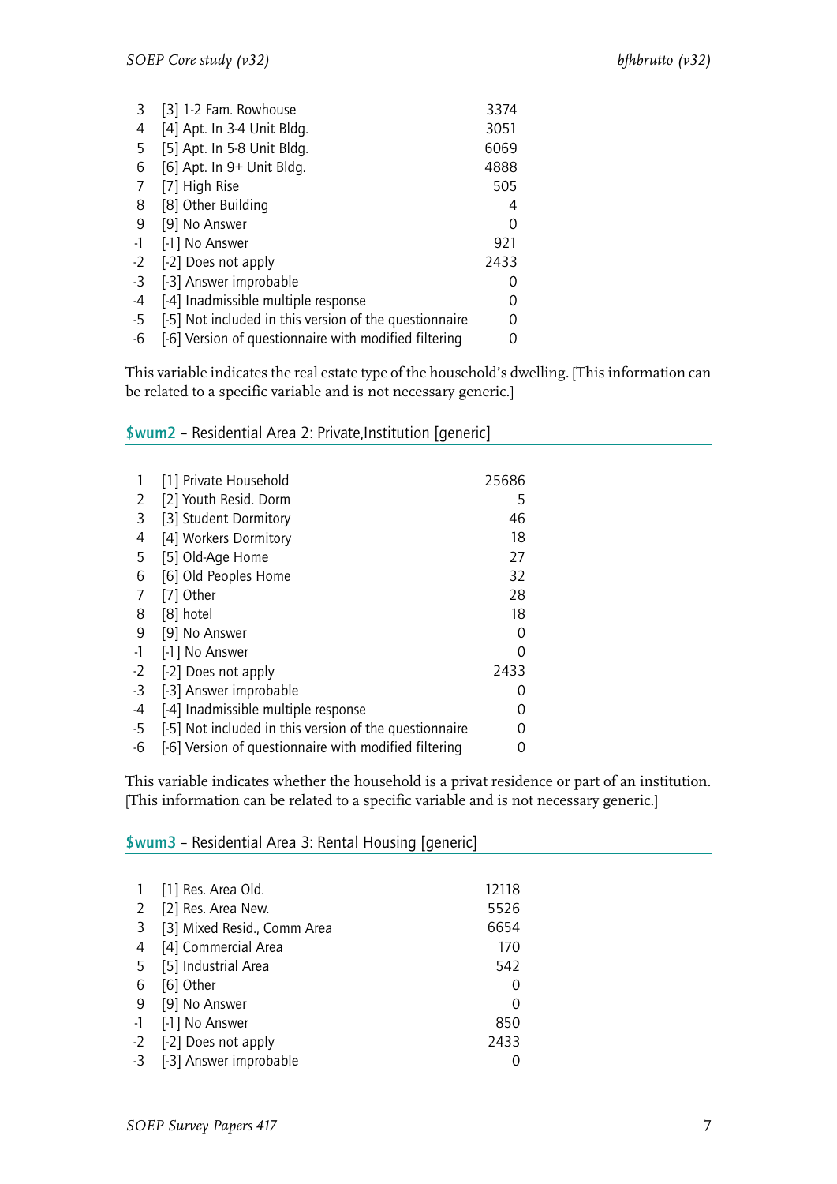| | | |
|---|---|---|
| 3 | [3] 1-2 Fam. Rowhouse | 3374 |
| 4 | [4] Apt. In 3-4 Unit Bldg. | 3051 |
| 5 | [5] Apt. In 5-8 Unit Bldg. | 6069 |
| 6 | [6] Apt. In 9+ Unit Bldg. | 4888 |
| 7 | [7] High Rise | 505 |
| 8 | [8] Other Building | 4 |
| 9 | [9] No Answer | 0 |
| -1 | [-1] No Answer | 921 |
| -2 | [-2] Does not apply | 2433 |
| -3 | [-3] Answer improbable | 0 |
| -4 | [-4] Inadmissible multiple response | 0 |
| -5 | [-5] Not included in this version of the questionnaire | 0 |
| -6 | [-6] Version of questionnaire with modified filtering | 0 |

This variable indicates the real estate type of the household's dwelling. [This information can be related to a specific variable and is not necessary generic.]

## $wum2 – Residential Area 2: Private,Institution [generic]

| | | |
|---|---|---|
| 1 | [1] Private Household | 25686 |
| 2 | [2] Youth Resid. Dorm | 5 |
| 3 | [3] Student Dormitory | 46 |
| 4 | [4] Workers Dormitory | 18 |
| 5 | [5] Old-Age Home | 27 |
| 6 | [6] Old Peoples Home | 32 |
| 7 | [7] Other | 28 |
| 8 | [8] hotel | 18 |
| 9 | [9] No Answer | 0 |
| -1 | [-1] No Answer | 0 |
| -2 | [-2] Does not apply | 2433 |
| -3 | [-3] Answer improbable | 0 |
| -4 | [-4] Inadmissible multiple response | 0 |
| -5 | [-5] Not included in this version of the questionnaire | 0 |
| -6 | [-6] Version of questionnaire with modified filtering | 0 |

This variable indicates whether the household is a privat residence or part of an institution. [This information can be related to a specific variable and is not necessary generic.]

## $wum3 – Residential Area 3: Rental Housing [generic]

| | | |
|---|---|---|
| 1 | [1] Res. Area Old. | 12118 |
| 2 | [2] Res. Area New. | 5526 |
| 3 | [3] Mixed Resid., Comm Area | 6654 |
| 4 | [4] Commercial Area | 170 |
| 5 | [5] Industrial Area | 542 |
| 6 | [6] Other | 0 |
| 9 | [9] No Answer | 0 |
| -1 | [-1] No Answer | 850 |
| -2 | [-2] Does not apply | 2433 |
| -3 | [-3] Answer improbable | 0 |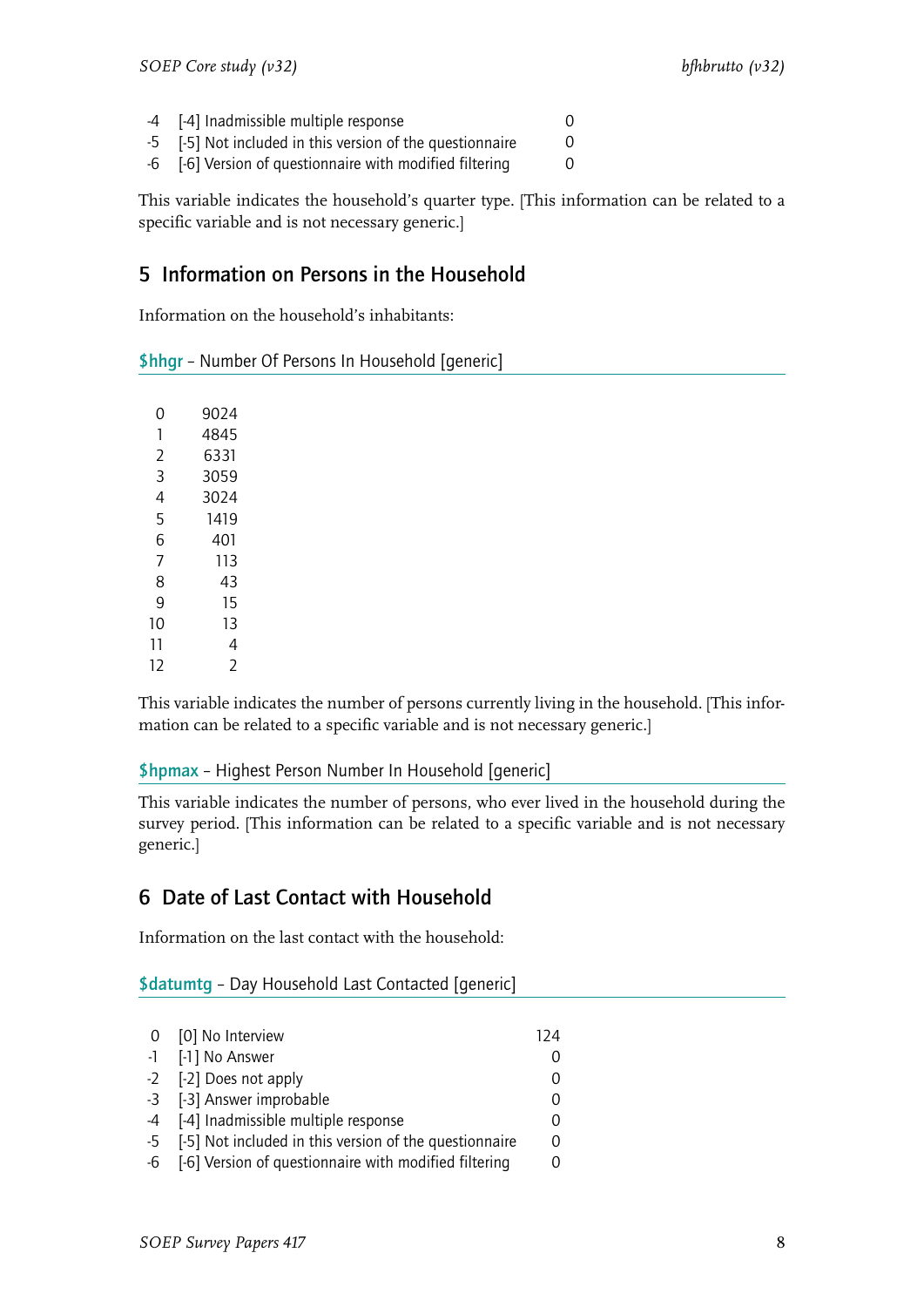| | | |
|---|---|---|
| -4 | [-4] Inadmissible multiple response | 0 |
| -5 | [-5] Not included in this version of the questionnaire | 0 |
| -6 | [-6] Version of questionnaire with modified filtering | 0 |

This variable indicates the household's quarter type. [This information can be related to a specific variable and is not necessary generic.]

## 5 Information on Persons in the Household

Information on the household's inhabitants:

### $hhgr – Number Of Persons In Household [generic]

| | |
|---|---|
| 0 | 9024 |
| 1 | 4845 |
| 2 | 6331 |
| 3 | 3059 |
| 4 | 3024 |
| 5 | 1419 |
| 6 | 401 |
| 7 | 113 |
| 8 | 43 |
| 9 | 15 |
| 10 | 13 |
| 11 | 4 |
| 12 | 2 |

This variable indicates the number of persons currently living in the household. [This information can be related to a specific variable and is not necessary generic.]

### $hpmax – Highest Person Number In Household [generic]

This variable indicates the number of persons, who ever lived in the household during the survey period. [This information can be related to a specific variable and is not necessary generic.]

## 6 Date of Last Contact with Household

Information on the last contact with the household:

### $datumtg – Day Household Last Contacted [generic]

| | | |
|---|---|---|
| 0 | [0] No Interview | 124 |
| -1 | [-1] No Answer | 0 |
| -2 | [-2] Does not apply | 0 |
| -3 | [-3] Answer improbable | 0 |
| -4 | [-4] Inadmissible multiple response | 0 |
| -5 | [-5] Not included in this version of the questionnaire | 0 |
| -6 | [-6] Version of questionnaire with modified filtering | 0 |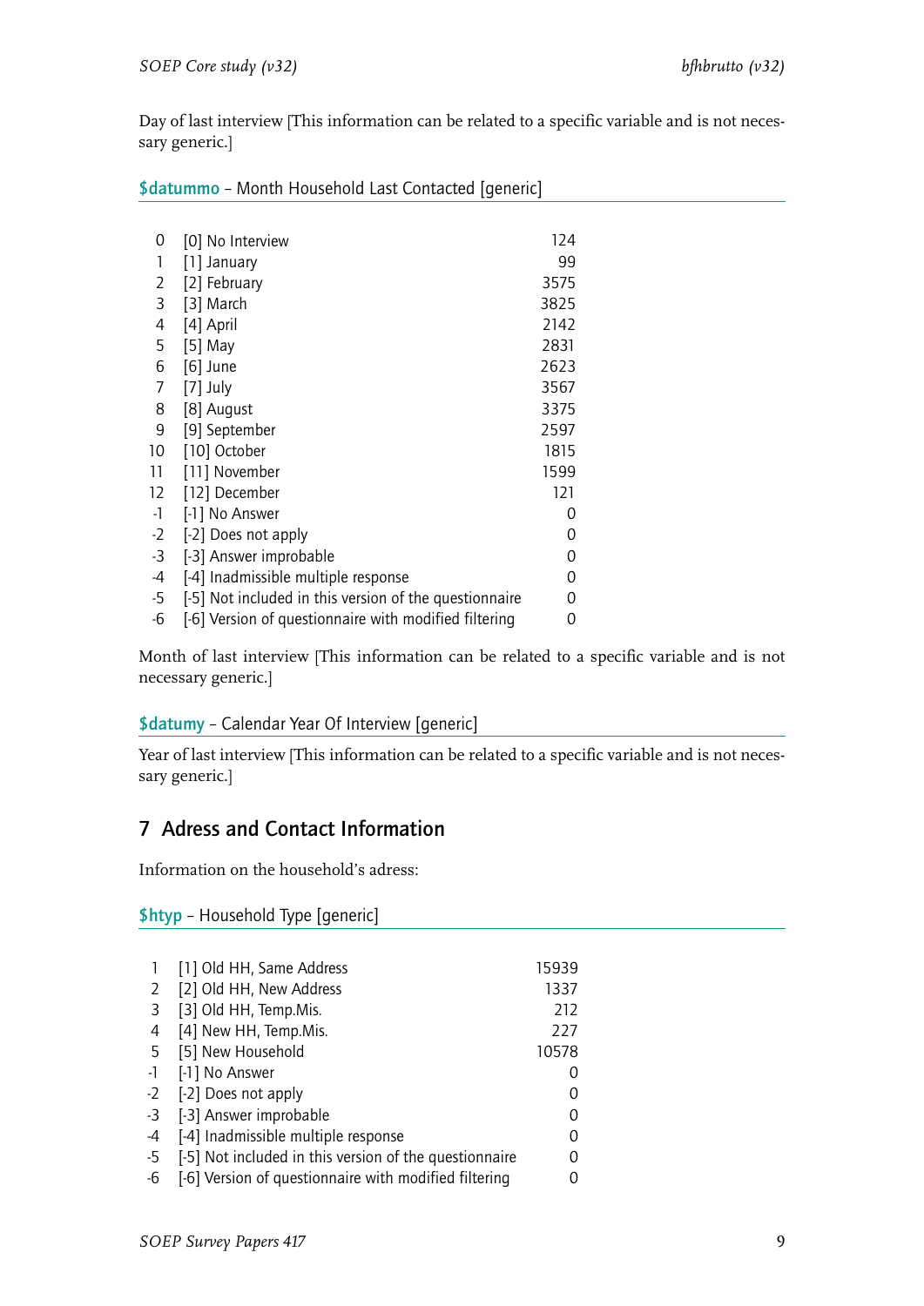Day of last interview [This information can be related to a specific variable and is not necessary generic.]

### $datummo – Month Household Last Contacted [generic]

| | | |
|---|---|---|
| 0 | [0] No Interview | 124 |
| 1 | [1] January | 99 |
| 2 | [2] February | 3575 |
| 3 | [3] March | 3825 |
| 4 | [4] April | 2142 |
| 5 | [5] May | 2831 |
| 6 | [6] June | 2623 |
| 7 | [7] July | 3567 |
| 8 | [8] August | 3375 |
| 9 | [9] September | 2597 |
| 10 | [10] October | 1815 |
| 11 | [11] November | 1599 |
| 12 | [12] December | 121 |
| -1 | [-1] No Answer | 0 |
| -2 | [-2] Does not apply | 0 |
| -3 | [-3] Answer improbable | 0 |
| -4 | [-4] Inadmissible multiple response | 0 |
| -5 | [-5] Not included in this version of the questionnaire | 0 |
| -6 | [-6] Version of questionnaire with modified filtering | 0 |

Month of last interview [This information can be related to a specific variable and is not necessary generic.]

### $datumy – Calendar Year Of Interview [generic]

Year of last interview [This information can be related to a specific variable and is not necessary generic.]

## 7 Adress and Contact Information

Information on the household's adress:

### $htyp – Household Type [generic]

| | | |
|---|---|---|
| 1 | [1] Old HH, Same Address | 15939 |
| 2 | [2] Old HH, New Address | 1337 |
| 3 | [3] Old HH, Temp.Mis. | 212 |
| 4 | [4] New HH, Temp.Mis. | 227 |
| 5 | [5] New Household | 10578 |
| -1 | [-1] No Answer | 0 |
| -2 | [-2] Does not apply | 0 |
| -3 | [-3] Answer improbable | 0 |
| -4 | [-4] Inadmissible multiple response | 0 |
| -5 | [-5] Not included in this version of the questionnaire | 0 |
| -6 | [-6] Version of questionnaire with modified filtering | 0 |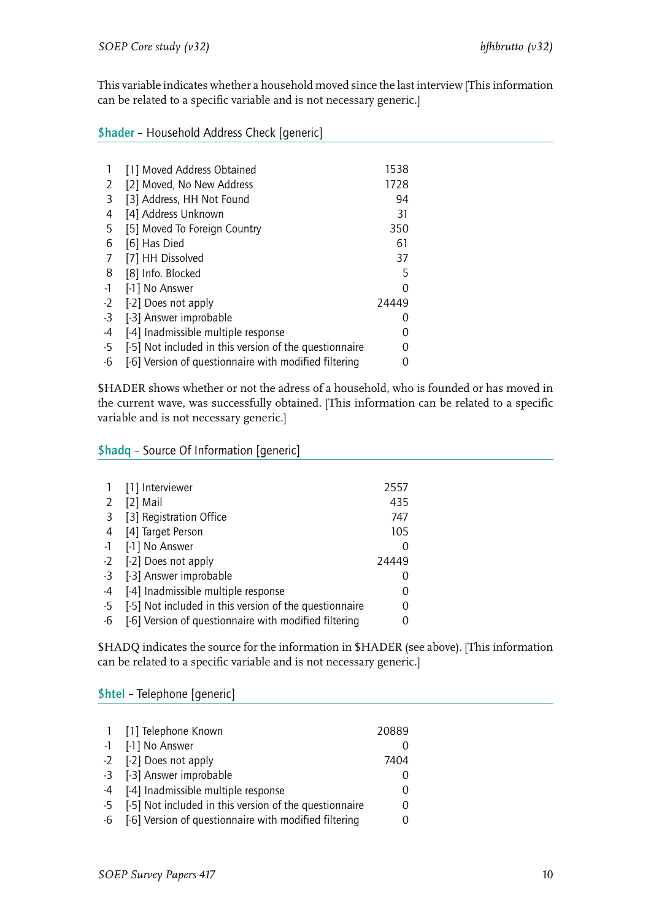This variable indicates whether a household moved since the last interview [This information can be related to a specific variable and is not necessary generic.]

### $hader – Household Address Check [generic]

| | | |
|---|---|---|
| 1 | [1] Moved Address Obtained | 1538 |
| 2 | [2] Moved, No New Address | 1728 |
| 3 | [3] Address, HH Not Found | 94 |
| 4 | [4] Address Unknown | 31 |
| 5 | [5] Moved To Foreign Country | 350 |
| 6 | [6] Has Died | 61 |
| 7 | [7] HH Dissolved | 37 |
| 8 | [8] Info. Blocked | 5 |
| -1 | [-1] No Answer | 0 |
| -2 | [-2] Does not apply | 24449 |
| -3 | [-3] Answer improbable | 0 |
| -4 | [-4] Inadmissible multiple response | 0 |
| -5 | [-5] Not included in this version of the questionnaire | 0 |
| -6 | [-6] Version of questionnaire with modified filtering | 0 |

$HADER shows whether or not the adress of a household, who is founded or has moved in the current wave, was successfully obtained. [This information can be related to a specific variable and is not necessary generic.]

### $hadq – Source Of Information [generic]

| | | |
|---|---|---|
| 1 | [1] Interviewer | 2557 |
| 2 | [2] Mail | 435 |
| 3 | [3] Registration Office | 747 |
| 4 | [4] Target Person | 105 |
| -1 | [-1] No Answer | 0 |
| -2 | [-2] Does not apply | 24449 |
| -3 | [-3] Answer improbable | 0 |
| -4 | [-4] Inadmissible multiple response | 0 |
| -5 | [-5] Not included in this version of the questionnaire | 0 |
| -6 | [-6] Version of questionnaire with modified filtering | 0 |

$HADQ indicates the source for the information in $HADER (see above). [This information can be related to a specific variable and is not necessary generic.]

### $htel – Telephone [generic]

| | | |
|---|---|---|
| 1 | [1] Telephone Known | 20889 |
| -1 | [-1] No Answer | 0 |
| -2 | [-2] Does not apply | 7404 |
| -3 | [-3] Answer improbable | 0 |
| -4 | [-4] Inadmissible multiple response | 0 |
| -5 | [-5] Not included in this version of the questionnaire | 0 |
| -6 | [-6] Version of questionnaire with modified filtering | 0 |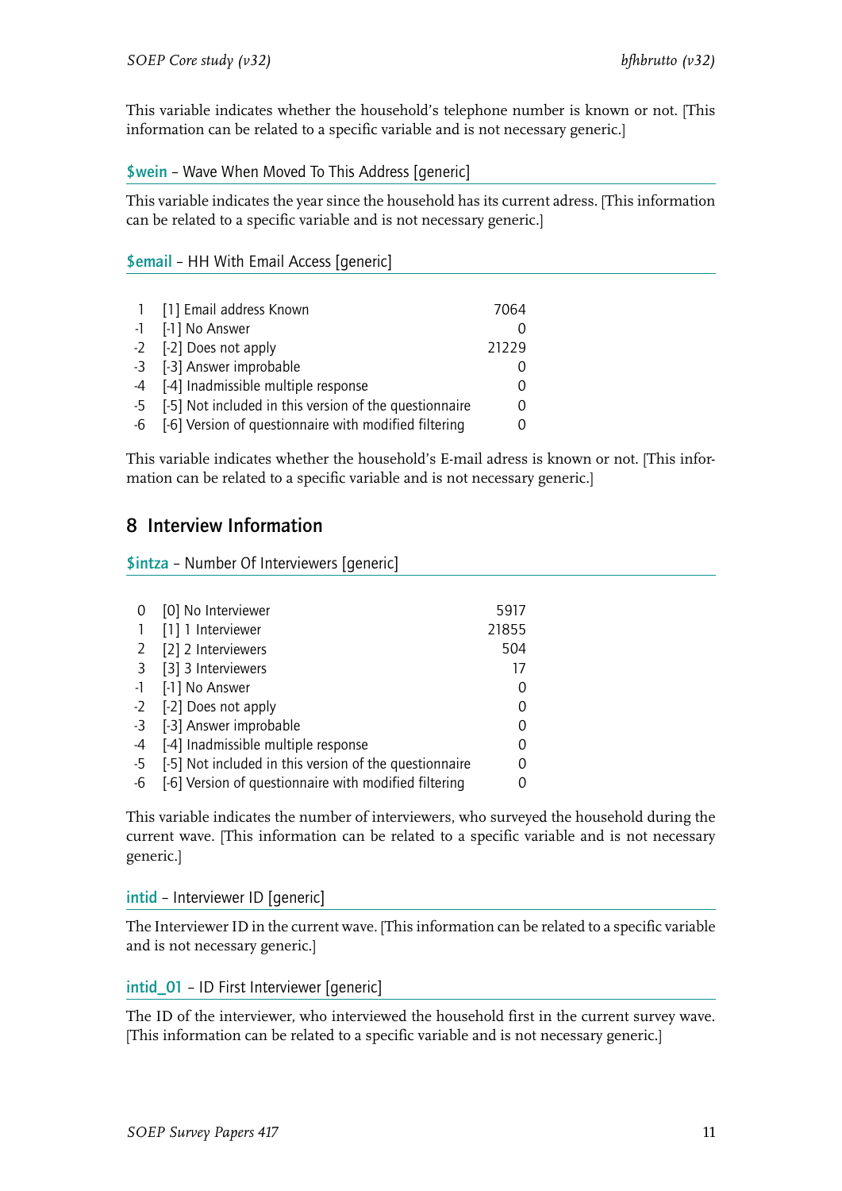This variable indicates whether the household's telephone number is known or not. [This information can be related to a specific variable and is not necessary generic.]

### $wein – Wave When Moved To This Address [generic]

This variable indicates the year since the household has its current adress. [This information can be related to a specific variable and is not necessary generic.]

### $email – HH With Email Access [generic]

| | | |
|---|---|---|
| 1 | [1] Email address Known | 7064 |
| -1 | [-1] No Answer | 0 |
| -2 | [-2] Does not apply | 21229 |
| -3 | [-3] Answer improbable | 0 |
| -4 | [-4] Inadmissible multiple response | 0 |
| -5 | [-5] Not included in this version of the questionnaire | 0 |
| -6 | [-6] Version of questionnaire with modified filtering | 0 |

This variable indicates whether the household's E-mail adress is known or not. [This information can be related to a specific variable and is not necessary generic.]

## 8 Interview Information

### $intza – Number Of Interviewers [generic]

| | | |
|---|---|---|
| 0 | [0] No Interviewer | 5917 |
| 1 | [1] 1 Interviewer | 21855 |
| 2 | [2] 2 Interviewers | 504 |
| 3 | [3] 3 Interviewers | 17 |
| -1 | [-1] No Answer | 0 |
| -2 | [-2] Does not apply | 0 |
| -3 | [-3] Answer improbable | 0 |
| -4 | [-4] Inadmissible multiple response | 0 |
| -5 | [-5] Not included in this version of the questionnaire | 0 |
| -6 | [-6] Version of questionnaire with modified filtering | 0 |

This variable indicates the number of interviewers, who surveyed the household during the current wave. [This information can be related to a specific variable and is not necessary generic.]

### intid – Interviewer ID [generic]

The Interviewer ID in the current wave. [This information can be related to a specific variable and is not necessary generic.]

### intid_01 – ID First Interviewer [generic]

The ID of the interviewer, who interviewed the household first in the current survey wave. [This information can be related to a specific variable and is not necessary generic.]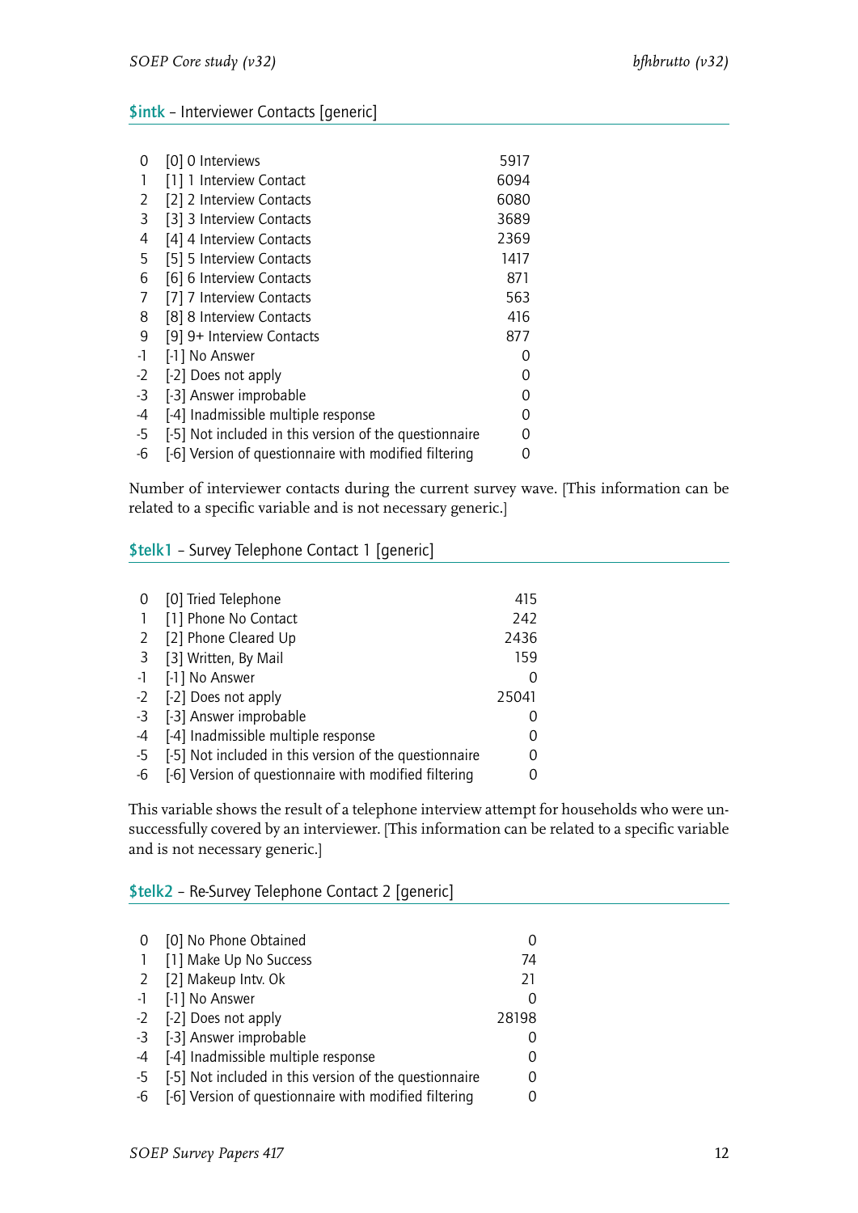### $intk – Interviewer Contacts [generic]

| | | |
|---|---|---|
| 0 | [0] 0 Interviews | 5917 |
| 1 | [1] 1 Interview Contact | 6094 |
| 2 | [2] 2 Interview Contacts | 6080 |
| 3 | [3] 3 Interview Contacts | 3689 |
| 4 | [4] 4 Interview Contacts | 2369 |
| 5 | [5] 5 Interview Contacts | 1417 |
| 6 | [6] 6 Interview Contacts | 871 |
| 7 | [7] 7 Interview Contacts | 563 |
| 8 | [8] 8 Interview Contacts | 416 |
| 9 | [9] 9+ Interview Contacts | 877 |
| -1 | [-1] No Answer | 0 |
| -2 | [-2] Does not apply | 0 |
| -3 | [-3] Answer improbable | 0 |
| -4 | [-4] Inadmissible multiple response | 0 |
| -5 | [-5] Not included in this version of the questionnaire | 0 |
| -6 | [-6] Version of questionnaire with modified filtering | 0 |

Number of interviewer contacts during the current survey wave. [This information can be related to a specific variable and is not necessary generic.]

### $telk1 – Survey Telephone Contact 1 [generic]

| | | |
|---|---|---|
| 0 | [0] Tried Telephone | 415 |
| 1 | [1] Phone No Contact | 242 |
| 2 | [2] Phone Cleared Up | 2436 |
| 3 | [3] Written, By Mail | 159 |
| -1 | [-1] No Answer | 0 |
| -2 | [-2] Does not apply | 25041 |
| -3 | [-3] Answer improbable | 0 |
| -4 | [-4] Inadmissible multiple response | 0 |
| -5 | [-5] Not included in this version of the questionnaire | 0 |
| -6 | [-6] Version of questionnaire with modified filtering | 0 |

This variable shows the result of a telephone interview attempt for households who were unsuccessfully covered by an interviewer. [This information can be related to a specific variable and is not necessary generic.]

### $telk2 – Re-Survey Telephone Contact 2 [generic]

| | | |
|---|---|---|
| 0 | [0] No Phone Obtained | 0 |
| 1 | [1] Make Up No Success | 74 |
| 2 | [2] Makeup Intv. Ok | 21 |
| -1 | [-1] No Answer | 0 |
| -2 | [-2] Does not apply | 28198 |
| -3 | [-3] Answer improbable | 0 |
| -4 | [-4] Inadmissible multiple response | 0 |
| -5 | [-5] Not included in this version of the questionnaire | 0 |
| -6 | [-6] Version of questionnaire with modified filtering | 0 |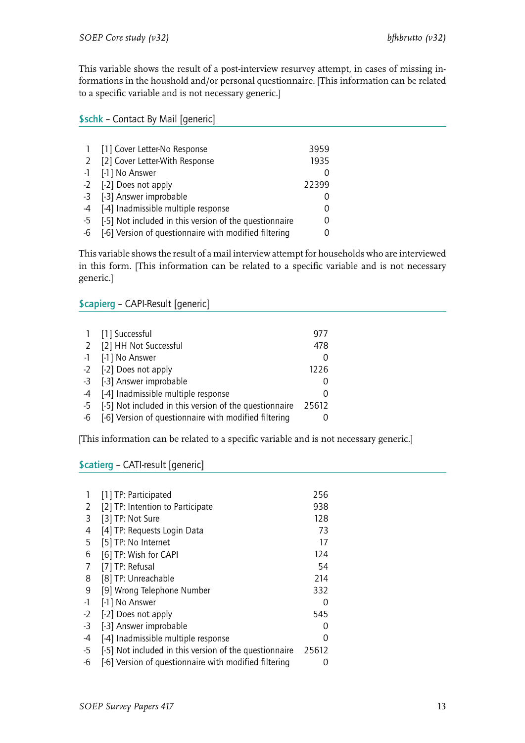This variable shows the result of a post-interview resurvey attempt, in cases of missing informations in the houshold and/or personal questionnaire. [This information can be related to a specific variable and is not necessary generic.]

## $schk – Contact By Mail [generic]

| | | |
|---|---|---|
| 1 | [1] Cover Letter-No Response | 3959 |
| 2 | [2] Cover Letter-With Response | 1935 |
| -1 | [-1] No Answer | 0 |
| -2 | [-2] Does not apply | 22399 |
| -3 | [-3] Answer improbable | 0 |
| -4 | [-4] Inadmissible multiple response | 0 |
| -5 | [-5] Not included in this version of the questionnaire | 0 |
| -6 | [-6] Version of questionnaire with modified filtering | 0 |

This variable shows the result of a mail interview attempt for households who are interviewed in this form. [This information can be related to a specific variable and is not necessary generic.]

## $capierg – CAPI-Result [generic]

| | | |
|---|---|---|
| 1 | [1] Successful | 977 |
| 2 | [2] HH Not Successful | 478 |
| -1 | [-1] No Answer | 0 |
| -2 | [-2] Does not apply | 1226 |
| -3 | [-3] Answer improbable | 0 |
| -4 | [-4] Inadmissible multiple response | 0 |
| -5 | [-5] Not included in this version of the questionnaire | 25612 |
| -6 | [-6] Version of questionnaire with modified filtering | 0 |

[This information can be related to a specific variable and is not necessary generic.]

## $catierg – CATI-result [generic]

| | | |
|---|---|---|
| 1 | [1] TP: Participated | 256 |
| 2 | [2] TP: Intention to Participate | 938 |
| 3 | [3] TP: Not Sure | 128 |
| 4 | [4] TP: Requests Login Data | 73 |
| 5 | [5] TP: No Internet | 17 |
| 6 | [6] TP: Wish for CAPI | 124 |
| 7 | [7] TP: Refusal | 54 |
| 8 | [8] TP: Unreachable | 214 |
| 9 | [9] Wrong Telephone Number | 332 |
| -1 | [-1] No Answer | 0 |
| -2 | [-2] Does not apply | 545 |
| -3 | [-3] Answer improbable | 0 |
| -4 | [-4] Inadmissible multiple response | 0 |
| -5 | [-5] Not included in this version of the questionnaire | 25612 |
| -6 | [-6] Version of questionnaire with modified filtering | 0 |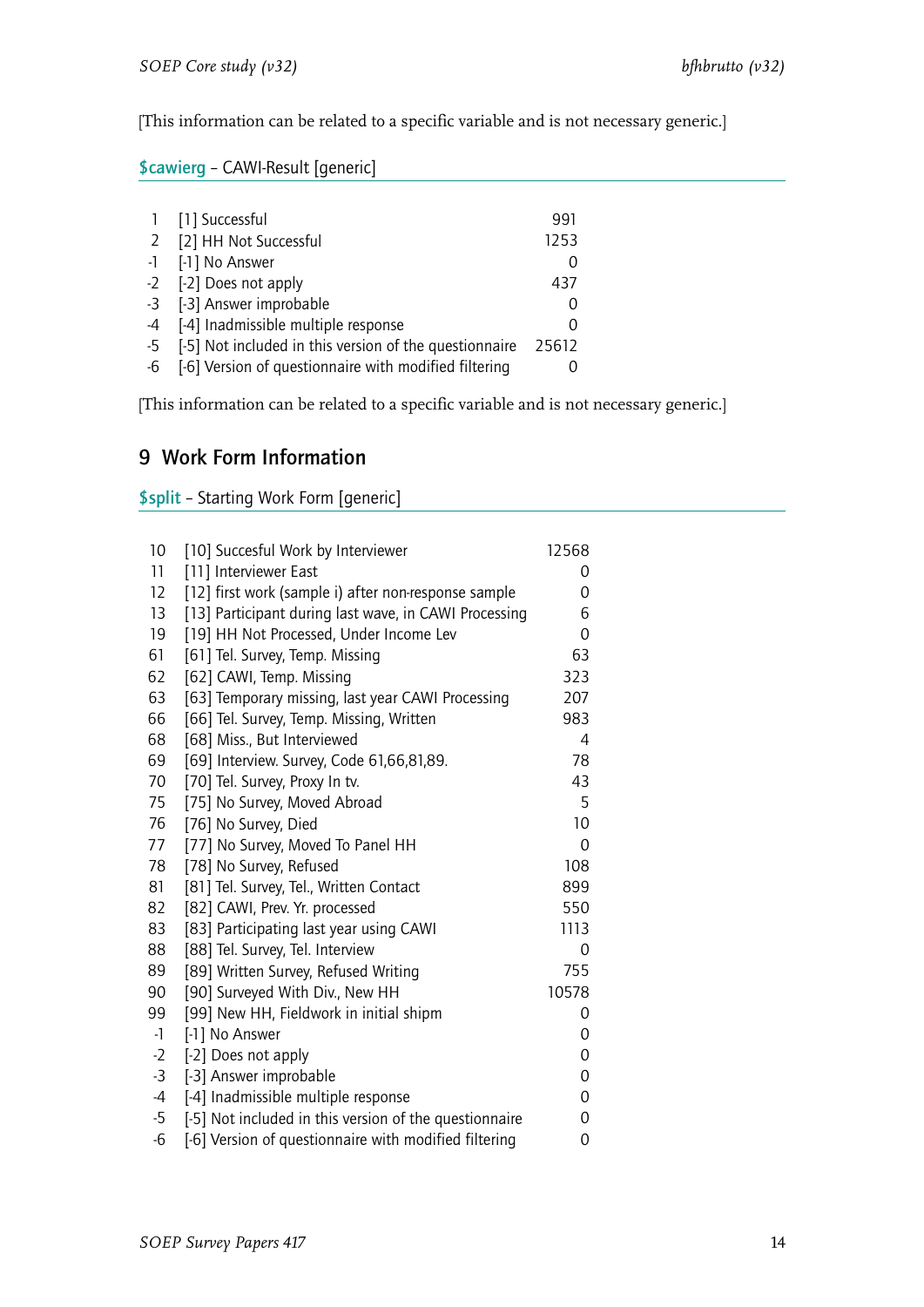[This information can be related to a specific variable and is not necessary generic.]

**$cawierg** – CAWI-Result [generic]

| | | |
|---|---|---|
| 1 | [1] Successful | 991 |
| 2 | [2] HH Not Successful | 1253 |
| -1 | [-1] No Answer | 0 |
| -2 | [-2] Does not apply | 437 |
| -3 | [-3] Answer improbable | 0 |
| -4 | [-4] Inadmissible multiple response | 0 |
| -5 | [-5] Not included in this version of the questionnaire | 25612 |
| -6 | [-6] Version of questionnaire with modified filtering | 0 |

[This information can be related to a specific variable and is not necessary generic.]

## 9 Work Form Information

**$split** – Starting Work Form [generic]

| | | |
|---|---|---|
| 10 | [10] Succesful Work by Interviewer | 12568 |
| 11 | [11] Interviewer East | 0 |
| 12 | [12] first work (sample i) after non-response sample | 0 |
| 13 | [13] Participant during last wave, in CAWI Processing | 6 |
| 19 | [19] HH Not Processed, Under Income Lev | 0 |
| 61 | [61] Tel. Survey, Temp. Missing | 63 |
| 62 | [62] CAWI, Temp. Missing | 323 |
| 63 | [63] Temporary missing, last year CAWI Processing | 207 |
| 66 | [66] Tel. Survey, Temp. Missing, Written | 983 |
| 68 | [68] Miss., But Interviewed | 4 |
| 69 | [69] Interview. Survey, Code 61,66,81,89. | 78 |
| 70 | [70] Tel. Survey, Proxy In tv. | 43 |
| 75 | [75] No Survey, Moved Abroad | 5 |
| 76 | [76] No Survey, Died | 10 |
| 77 | [77] No Survey, Moved To Panel HH | 0 |
| 78 | [78] No Survey, Refused | 108 |
| 81 | [81] Tel. Survey, Tel., Written Contact | 899 |
| 82 | [82] CAWI, Prev. Yr. processed | 550 |
| 83 | [83] Participating last year using CAWI | 1113 |
| 88 | [88] Tel. Survey, Tel. Interview | 0 |
| 89 | [89] Written Survey, Refused Writing | 755 |
| 90 | [90] Surveyed With Div., New HH | 10578 |
| 99 | [99] New HH, Fieldwork in initial shipm | 0 |
| -1 | [-1] No Answer | 0 |
| -2 | [-2] Does not apply | 0 |
| -3 | [-3] Answer improbable | 0 |
| -4 | [-4] Inadmissible multiple response | 0 |
| -5 | [-5] Not included in this version of the questionnaire | 0 |
| -6 | [-6] Version of questionnaire with modified filtering | 0 |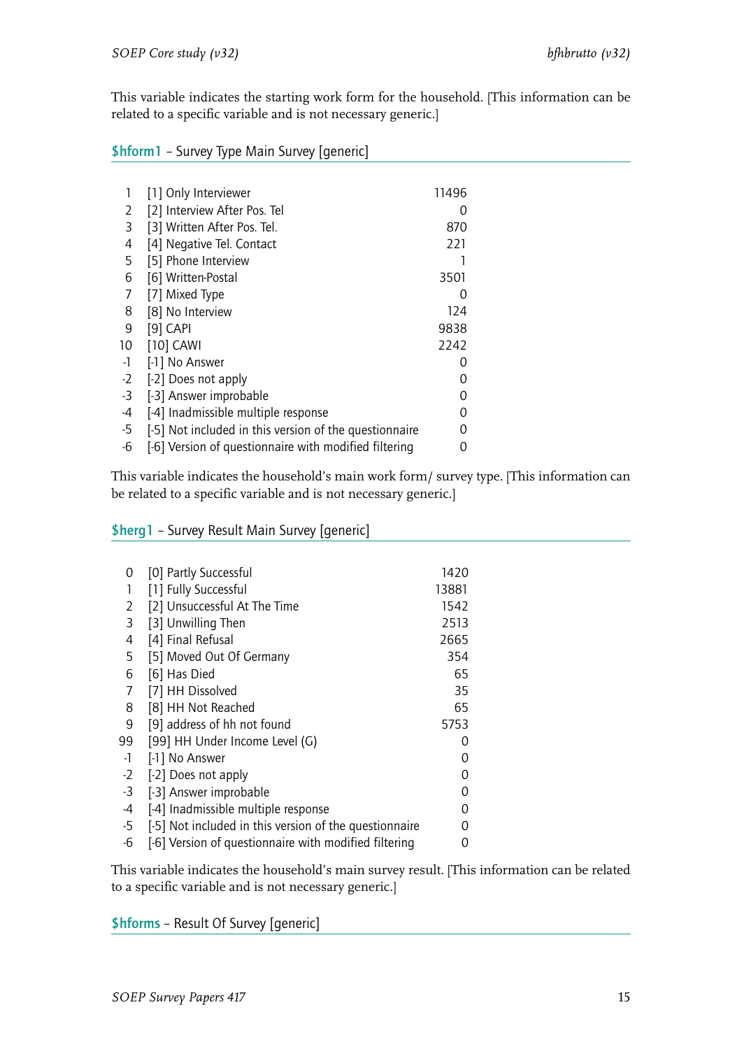This variable indicates the starting work form for the household. [This information can be related to a specific variable and is not necessary generic.]

### $hform1 – Survey Type Main Survey [generic]

| | | |
|---|---|---|
| 1 | [1] Only Interviewer | 11496 |
| 2 | [2] Interview After Pos. Tel | 0 |
| 3 | [3] Written After Pos. Tel. | 870 |
| 4 | [4] Negative Tel. Contact | 221 |
| 5 | [5] Phone Interview | 1 |
| 6 | [6] Written-Postal | 3501 |
| 7 | [7] Mixed Type | 0 |
| 8 | [8] No Interview | 124 |
| 9 | [9] CAPI | 9838 |
| 10 | [10] CAWI | 2242 |
| -1 | [-1] No Answer | 0 |
| -2 | [-2] Does not apply | 0 |
| -3 | [-3] Answer improbable | 0 |
| -4 | [-4] Inadmissible multiple response | 0 |
| -5 | [-5] Not included in this version of the questionnaire | 0 |
| -6 | [-6] Version of questionnaire with modified filtering | 0 |

This variable indicates the household's main work form/ survey type. [This information can be related to a specific variable and is not necessary generic.]

### $herg1 – Survey Result Main Survey [generic]

| | | |
|---|---|---|
| 0 | [0] Partly Successful | 1420 |
| 1 | [1] Fully Successful | 13881 |
| 2 | [2] Unsuccessful At The Time | 1542 |
| 3 | [3] Unwilling Then | 2513 |
| 4 | [4] Final Refusal | 2665 |
| 5 | [5] Moved Out Of Germany | 354 |
| 6 | [6] Has Died | 65 |
| 7 | [7] HH Dissolved | 35 |
| 8 | [8] HH Not Reached | 65 |
| 9 | [9] address of hh not found | 5753 |
| 99 | [99] HH Under Income Level (G) | 0 |
| -1 | [-1] No Answer | 0 |
| -2 | [-2] Does not apply | 0 |
| -3 | [-3] Answer improbable | 0 |
| -4 | [-4] Inadmissible multiple response | 0 |
| -5 | [-5] Not included in this version of the questionnaire | 0 |
| -6 | [-6] Version of questionnaire with modified filtering | 0 |

This variable indicates the household's main survey result. [This information can be related to a specific variable and is not necessary generic.]

### $hforms – Result Of Survey [generic]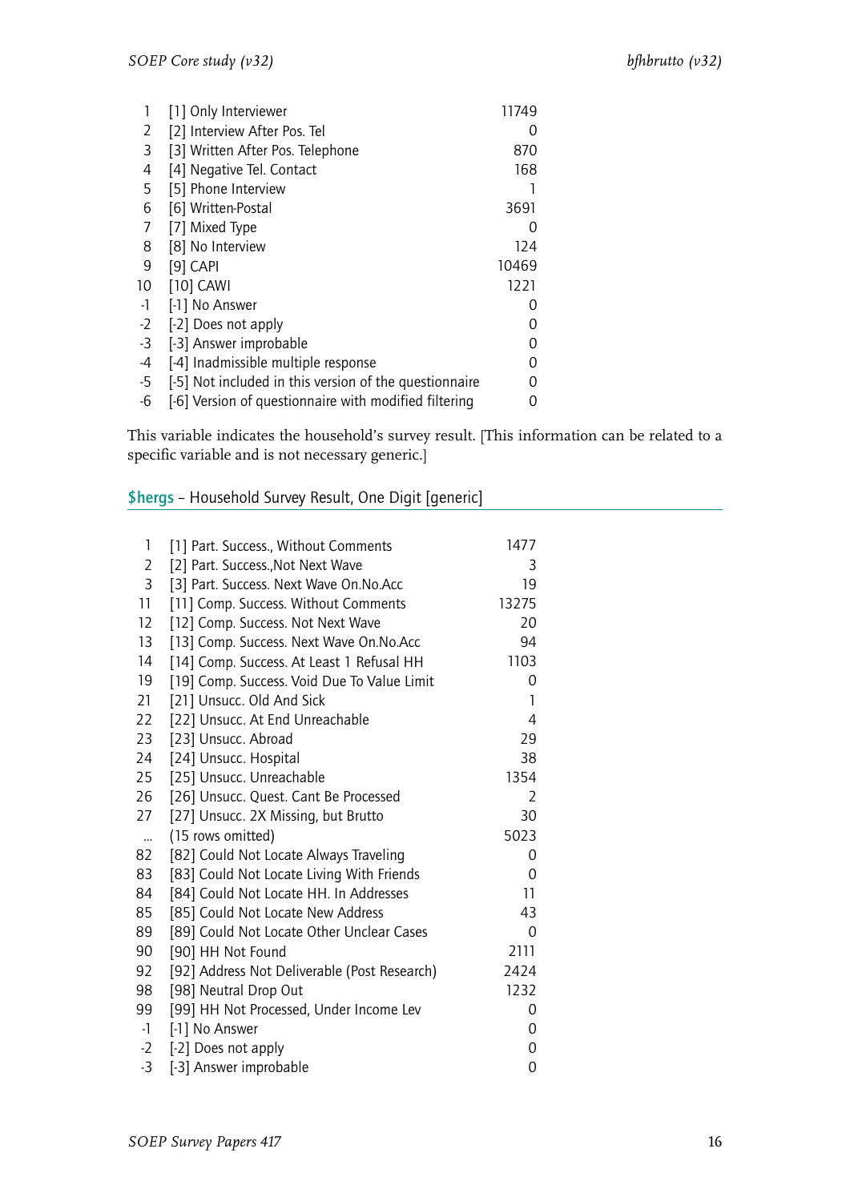| | | |
|---|---|---|
| 1 | [1] Only Interviewer | 11749 |
| 2 | [2] Interview After Pos. Tel | 0 |
| 3 | [3] Written After Pos. Telephone | 870 |
| 4 | [4] Negative Tel. Contact | 168 |
| 5 | [5] Phone Interview | 1 |
| 6 | [6] Written-Postal | 3691 |
| 7 | [7] Mixed Type | 0 |
| 8 | [8] No Interview | 124 |
| 9 | [9] CAPI | 10469 |
| 10 | [10] CAWI | 1221 |
| -1 | [-1] No Answer | 0 |
| -2 | [-2] Does not apply | 0 |
| -3 | [-3] Answer improbable | 0 |
| -4 | [-4] Inadmissible multiple response | 0 |
| -5 | [-5] Not included in this version of the questionnaire | 0 |
| -6 | [-6] Version of questionnaire with modified filtering | 0 |

This variable indicates the household's survey result. [This information can be related to a specific variable and is not necessary generic.]

## $hergs – Household Survey Result, One Digit [generic]

| | | |
|---|---|---|
| 1 | [1] Part. Success., Without Comments | 1477 |
| 2 | [2] Part. Success.,Not Next Wave | 3 |
| 3 | [3] Part. Success. Next Wave On.No.Acc | 19 |
| 11 | [11] Comp. Success. Without Comments | 13275 |
| 12 | [12] Comp. Success. Not Next Wave | 20 |
| 13 | [13] Comp. Success. Next Wave On.No.Acc | 94 |
| 14 | [14] Comp. Success. At Least 1 Refusal HH | 1103 |
| 19 | [19] Comp. Success. Void Due To Value Limit | 0 |
| 21 | [21] Unsucc. Old And Sick | 1 |
| 22 | [22] Unsucc. At End Unreachable | 4 |
| 23 | [23] Unsucc. Abroad | 29 |
| 24 | [24] Unsucc. Hospital | 38 |
| 25 | [25] Unsucc. Unreachable | 1354 |
| 26 | [26] Unsucc. Quest. Cant Be Processed | 2 |
| 27 | [27] Unsucc. 2X Missing, but Brutto | 30 |
| ... | (15 rows omitted) | 5023 |
| 82 | [82] Could Not Locate Always Traveling | 0 |
| 83 | [83] Could Not Locate Living With Friends | 0 |
| 84 | [84] Could Not Locate HH. In Addresses | 11 |
| 85 | [85] Could Not Locate New Address | 43 |
| 89 | [89] Could Not Locate Other Unclear Cases | 0 |
| 90 | [90] HH Not Found | 2111 |
| 92 | [92] Address Not Deliverable (Post Research) | 2424 |
| 98 | [98] Neutral Drop Out | 1232 |
| 99 | [99] HH Not Processed, Under Income Lev | 0 |
| -1 | [-1] No Answer | 0 |
| -2 | [-2] Does not apply | 0 |
| -3 | [-3] Answer improbable | 0 |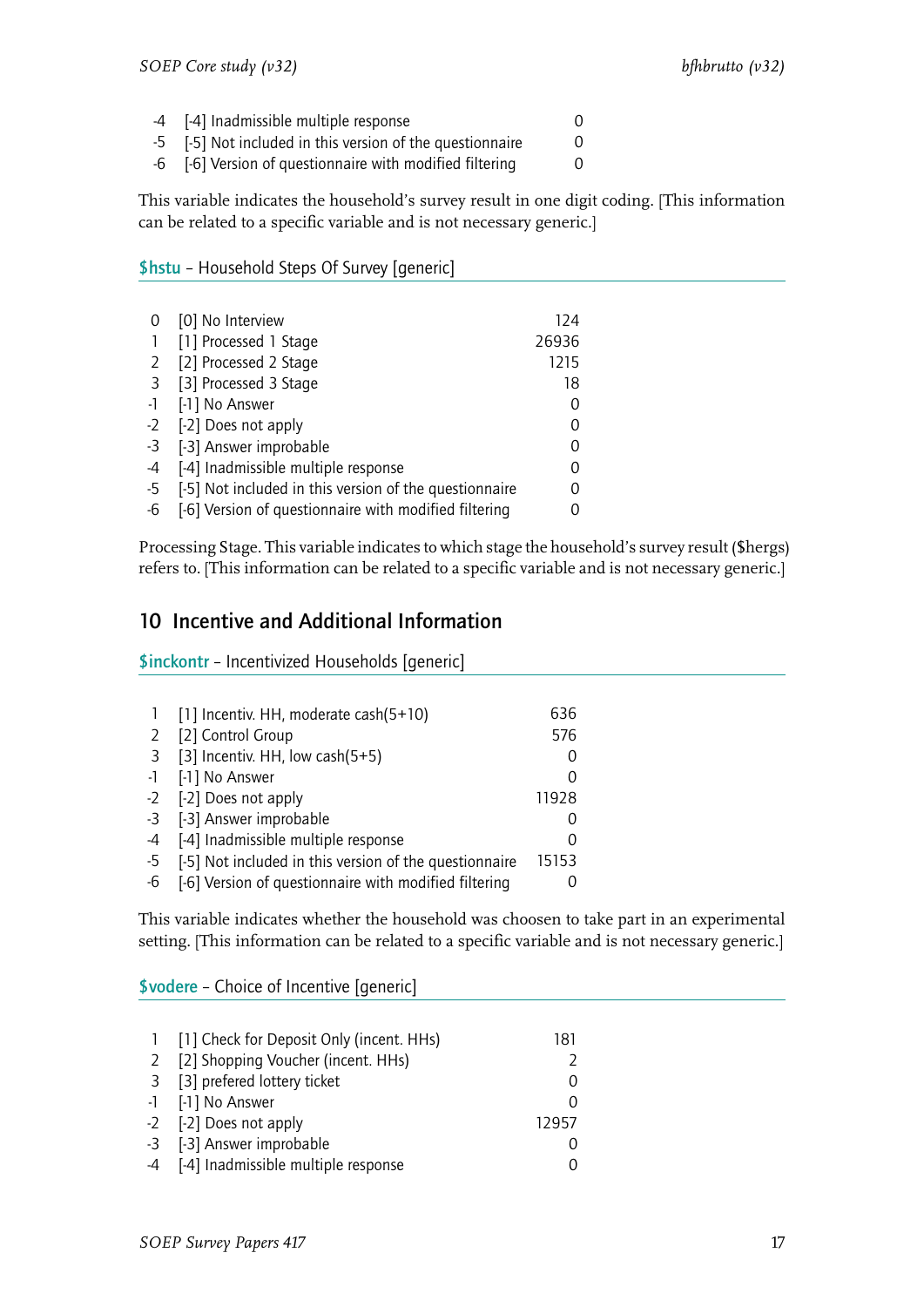| | | |
|---|---|---|
| -4 | [-4] Inadmissible multiple response | 0 |
| -5 | [-5] Not included in this version of the questionnaire | 0 |
| -6 | [-6] Version of questionnaire with modified filtering | 0 |

This variable indicates the household's survey result in one digit coding. [This information can be related to a specific variable and is not necessary generic.]

**$hstu** – Household Steps Of Survey [generic]

| | | |
|---|---|---|
| 0 | [0] No Interview | 124 |
| 1 | [1] Processed 1 Stage | 26936 |
| 2 | [2] Processed 2 Stage | 1215 |
| 3 | [3] Processed 3 Stage | 18 |
| -1 | [-1] No Answer | 0 |
| -2 | [-2] Does not apply | 0 |
| -3 | [-3] Answer improbable | 0 |
| -4 | [-4] Inadmissible multiple response | 0 |
| -5 | [-5] Not included in this version of the questionnaire | 0 |
| -6 | [-6] Version of questionnaire with modified filtering | 0 |

Processing Stage. This variable indicates to which stage the household's survey result ($hergs) refers to. [This information can be related to a specific variable and is not necessary generic.]

## 10 Incentive and Additional Information

**$inckontr** – Incentivized Households [generic]

| | | |
|---|---|---|
| 1 | [1] Incentiv. HH, moderate cash(5+10) | 636 |
| 2 | [2] Control Group | 576 |
| 3 | [3] Incentiv. HH, low cash(5+5) | 0 |
| -1 | [-1] No Answer | 0 |
| -2 | [-2] Does not apply | 11928 |
| -3 | [-3] Answer improbable | 0 |
| -4 | [-4] Inadmissible multiple response | 0 |
| -5 | [-5] Not included in this version of the questionnaire | 15153 |
| -6 | [-6] Version of questionnaire with modified filtering | 0 |

This variable indicates whether the household was choosen to take part in an experimental setting. [This information can be related to a specific variable and is not necessary generic.]

**$vodere** – Choice of Incentive [generic]

| | | |
|---|---|---|
| 1 | [1] Check for Deposit Only (incent. HHs) | 181 |
| 2 | [2] Shopping Voucher (incent. HHs) | 2 |
| 3 | [3] prefered lottery ticket | 0 |
| -1 | [-1] No Answer | 0 |
| -2 | [-2] Does not apply | 12957 |
| -3 | [-3] Answer improbable | 0 |
| -4 | [-4] Inadmissible multiple response | 0 |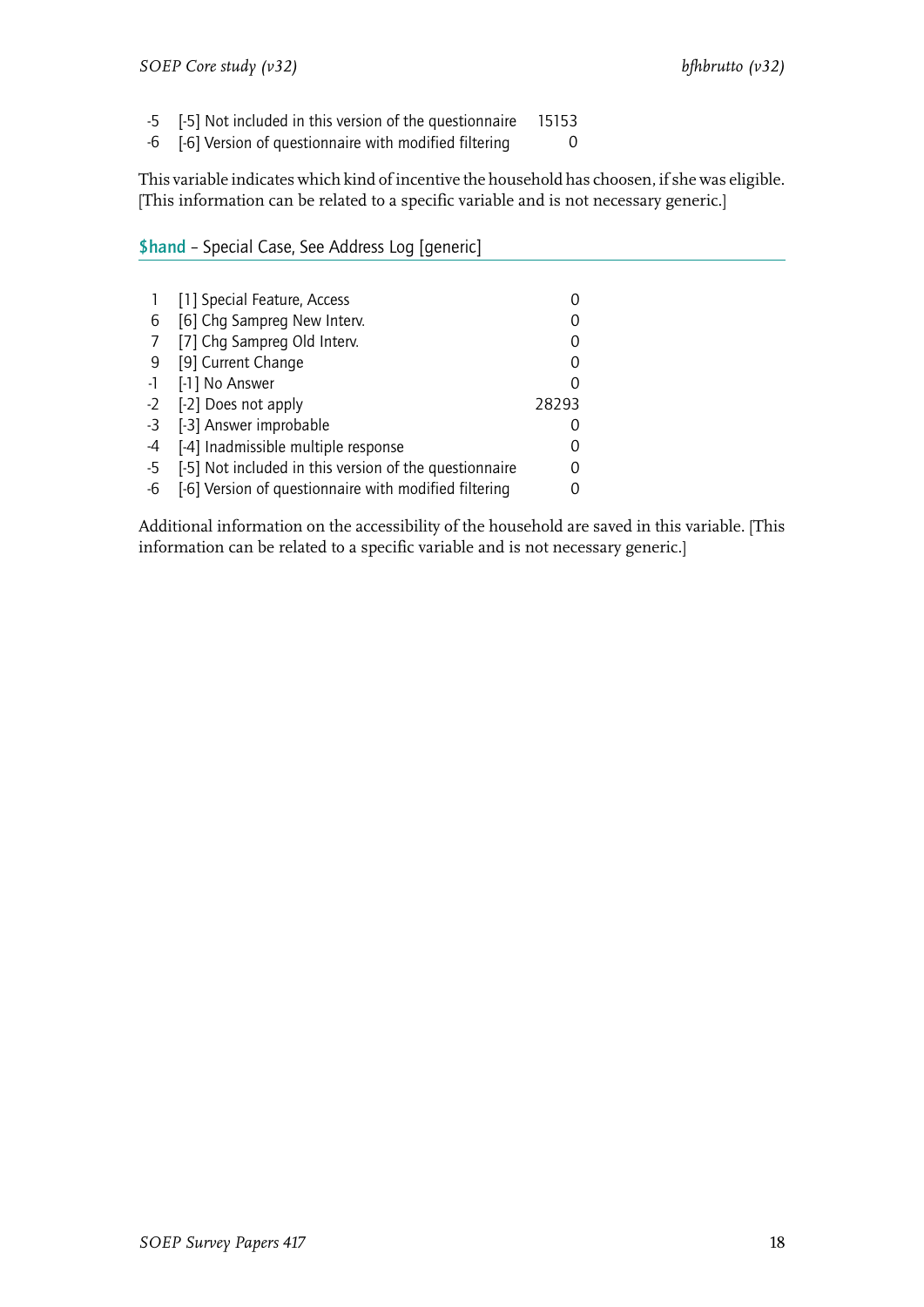| | | |
|---|---|---|
| -5 | [-5] Not included in this version of the questionnaire | 15153 |
| -6 | [-6] Version of questionnaire with modified filtering | 0 |

This variable indicates which kind of incentive the household has choosen, if she was eligible. [This information can be related to a specific variable and is not necessary generic.]

## $hand – Special Case, See Address Log [generic]

| | | |
|---|---|---|
| 1 | [1] Special Feature, Access | 0 |
| 6 | [6] Chg Sampreg New Interv. | 0 |
| 7 | [7] Chg Sampreg Old Interv. | 0 |
| 9 | [9] Current Change | 0 |
| -1 | [-1] No Answer | 0 |
| -2 | [-2] Does not apply | 28293 |
| -3 | [-3] Answer improbable | 0 |
| -4 | [-4] Inadmissible multiple response | 0 |
| -5 | [-5] Not included in this version of the questionnaire | 0 |
| -6 | [-6] Version of questionnaire with modified filtering | 0 |

Additional information on the accessibility of the household are saved in this variable. [This information can be related to a specific variable and is not necessary generic.]